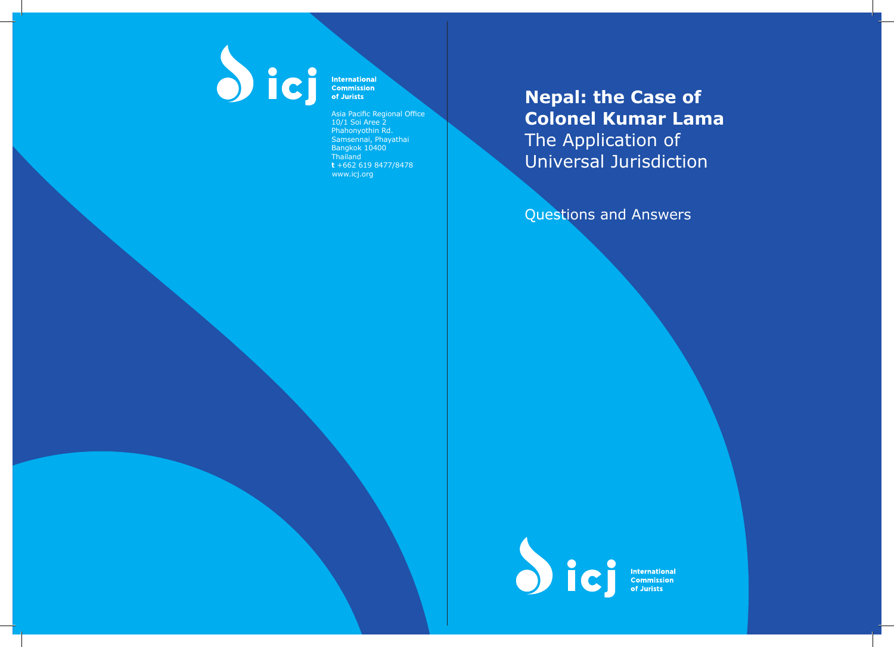International Commission of Jurists

Asia Pacific Regional Office
10/1 Soi Aree 2
Phahonyothin Rd.
Samsennai, Phayathai
Bangkok 10400
Thailand
**t** +662 619 8477/8478
www.icj.org

# Nepal: the Case of Colonel Kumar Lama

## The Application of Universal Jurisdiction

Questions and Answers

International Commission of Jurists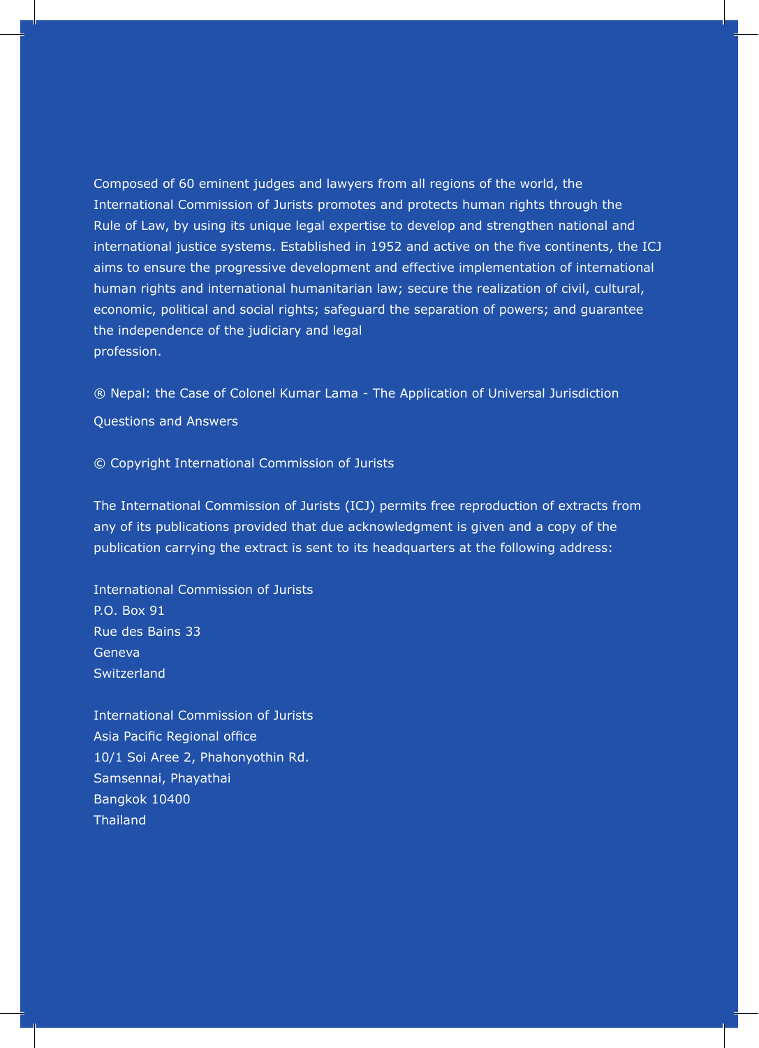Composed of 60 eminent judges and lawyers from all regions of the world, the International Commission of Jurists promotes and protects human rights through the Rule of Law, by using its unique legal expertise to develop and strengthen national and international justice systems. Established in 1952 and active on the five continents, the ICJ aims to ensure the progressive development and effective implementation of international human rights and international humanitarian law; secure the realization of civil, cultural, economic, political and social rights; safeguard the separation of powers; and guarantee the independence of the judiciary and legal profession.

® Nepal: the Case of Colonel Kumar Lama - The Application of Universal Jurisdiction

Questions and Answers

© Copyright International Commission of Jurists

The International Commission of Jurists (ICJ) permits free reproduction of extracts from any of its publications provided that due acknowledgment is given and a copy of the publication carrying the extract is sent to its headquarters at the following address:

International Commission of Jurists  
P.O. Box 91  
Rue des Bains 33  
Geneva  
Switzerland

International Commission of Jurists  
Asia Pacific Regional office  
10/1 Soi Aree 2, Phahonyothin Rd.  
Samsennai, Phayathai  
Bangkok 10400  
Thailand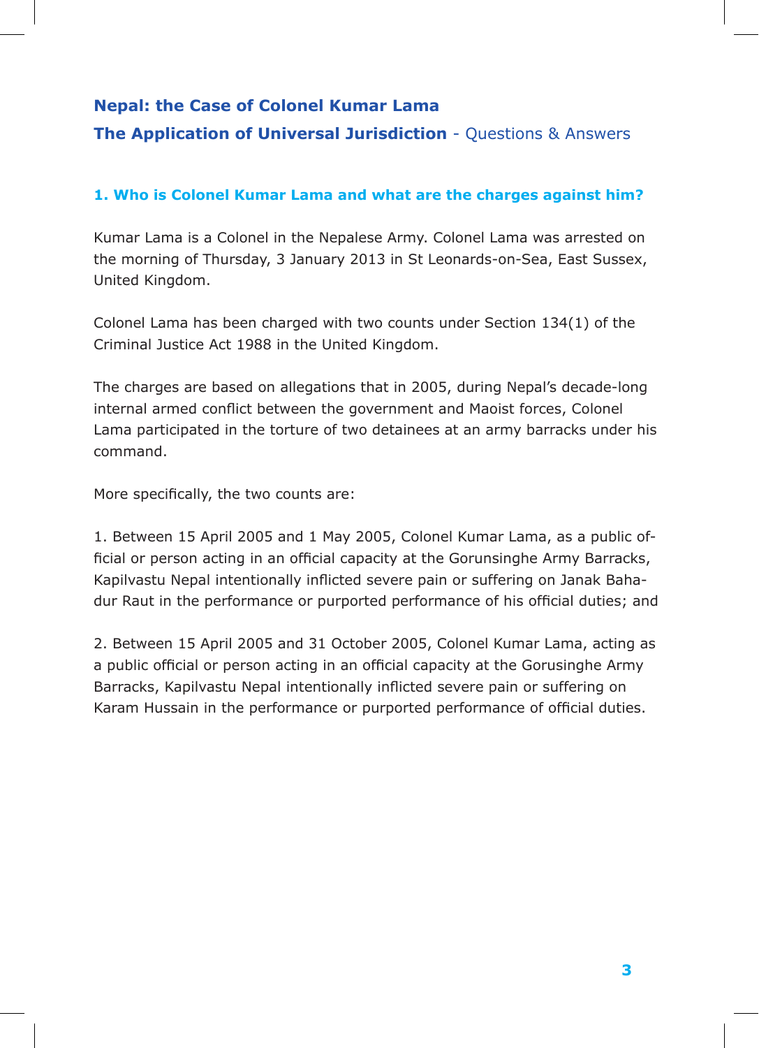# Nepal: the Case of Colonel Kumar Lama

## The Application of Universal Jurisdiction - Questions & Answers

### 1. Who is Colonel Kumar Lama and what are the charges against him?

Kumar Lama is a Colonel in the Nepalese Army. Colonel Lama was arrested on the morning of Thursday, 3 January 2013 in St Leonards-on-Sea, East Sussex, United Kingdom.

Colonel Lama has been charged with two counts under Section 134(1) of the Criminal Justice Act 1988 in the United Kingdom.

The charges are based on allegations that in 2005, during Nepal's decade-long internal armed conflict between the government and Maoist forces, Colonel Lama participated in the torture of two detainees at an army barracks under his command.

More specifically, the two counts are:

1. Between 15 April 2005 and 1 May 2005, Colonel Kumar Lama, as a public official or person acting in an official capacity at the Gorunsinghe Army Barracks, Kapilvastu Nepal intentionally inflicted severe pain or suffering on Janak Bahadur Raut in the performance or purported performance of his official duties; and

2. Between 15 April 2005 and 31 October 2005, Colonel Kumar Lama, acting as a public official or person acting in an official capacity at the Gorusinghe Army Barracks, Kapilvastu Nepal intentionally inflicted severe pain or suffering on Karam Hussain in the performance or purported performance of official duties.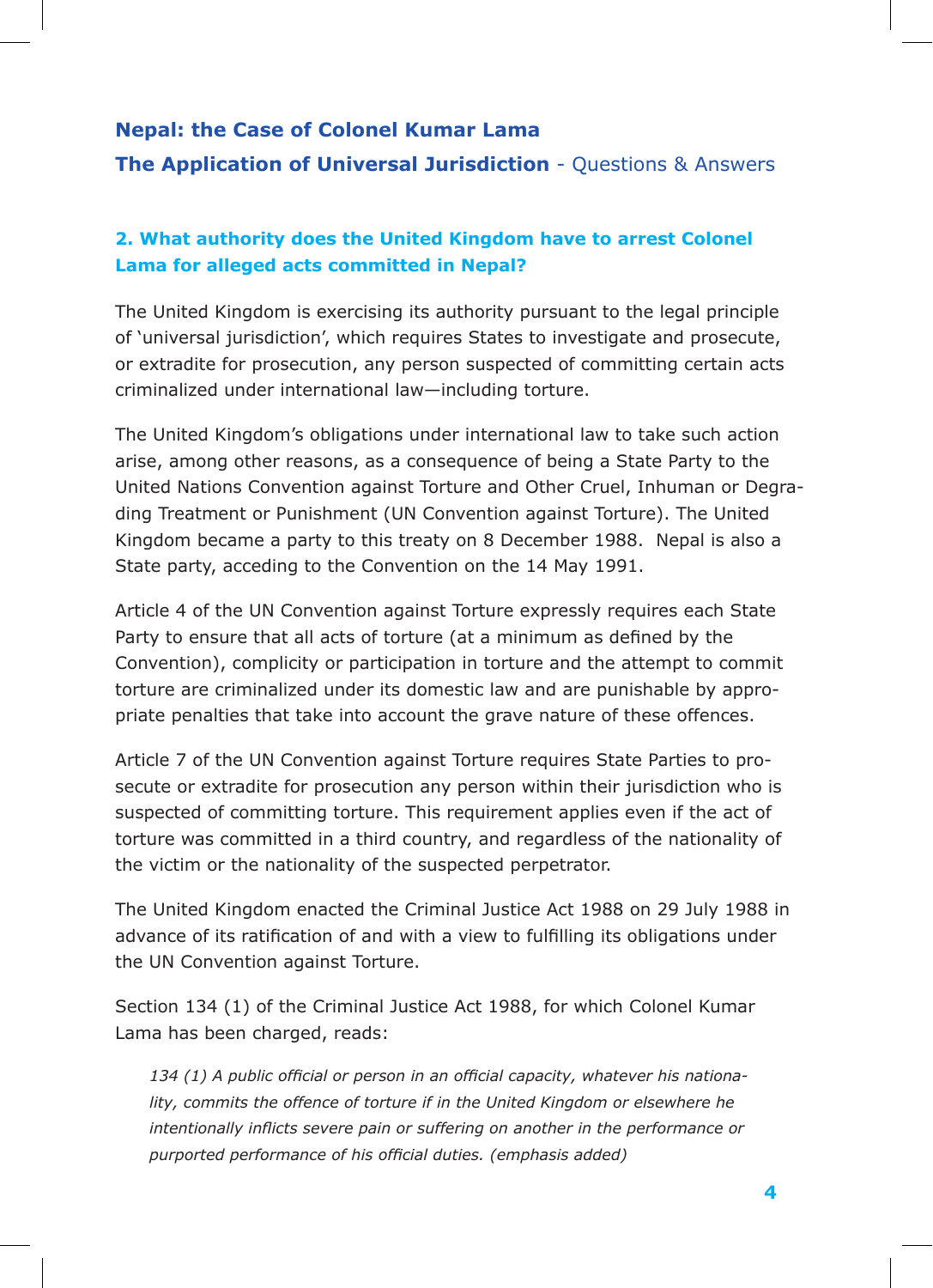**Nepal: the Case of Colonel Kumar Lama**

**The Application of Universal Jurisdiction** - Questions & Answers

### 2. What authority does the United Kingdom have to arrest Colonel Lama for alleged acts committed in Nepal?

The United Kingdom is exercising its authority pursuant to the legal principle of 'universal jurisdiction', which requires States to investigate and prosecute, or extradite for prosecution, any person suspected of committing certain acts criminalized under international law—including torture.

The United Kingdom's obligations under international law to take such action arise, among other reasons, as a consequence of being a State Party to the United Nations Convention against Torture and Other Cruel, Inhuman or Degrading Treatment or Punishment (UN Convention against Torture). The United Kingdom became a party to this treaty on 8 December 1988. Nepal is also a State party, acceding to the Convention on the 14 May 1991.

Article 4 of the UN Convention against Torture expressly requires each State Party to ensure that all acts of torture (at a minimum as defined by the Convention), complicity or participation in torture and the attempt to commit torture are criminalized under its domestic law and are punishable by appropriate penalties that take into account the grave nature of these offences.

Article 7 of the UN Convention against Torture requires State Parties to prosecute or extradite for prosecution any person within their jurisdiction who is suspected of committing torture. This requirement applies even if the act of torture was committed in a third country, and regardless of the nationality of the victim or the nationality of the suspected perpetrator.

The United Kingdom enacted the Criminal Justice Act 1988 on 29 July 1988 in advance of its ratification of and with a view to fulfilling its obligations under the UN Convention against Torture.

Section 134 (1) of the Criminal Justice Act 1988, for which Colonel Kumar Lama has been charged, reads:

> *134 (1) A public official or person in an official capacity, whatever his nationality, commits the offence of torture if in the United Kingdom or elsewhere he intentionally inflicts severe pain or suffering on another in the performance or purported performance of his official duties. (emphasis added)*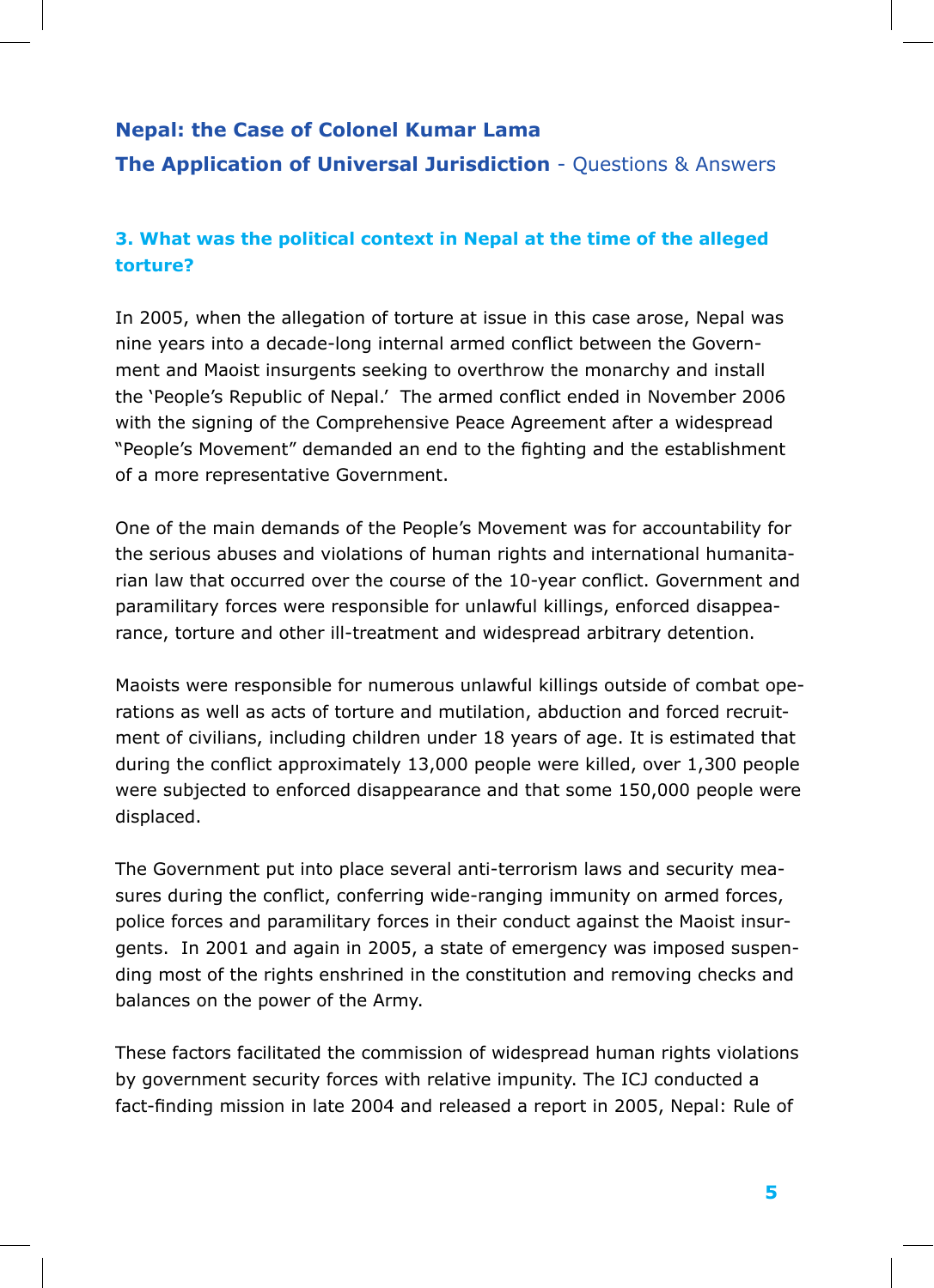### 3. What was the political context in Nepal at the time of the alleged torture?

In 2005, when the allegation of torture at issue in this case arose, Nepal was nine years into a decade-long internal armed conflict between the Government and Maoist insurgents seeking to overthrow the monarchy and install the 'People's Republic of Nepal.' The armed conflict ended in November 2006 with the signing of the Comprehensive Peace Agreement after a widespread "People's Movement" demanded an end to the fighting and the establishment of a more representative Government.

One of the main demands of the People's Movement was for accountability for the serious abuses and violations of human rights and international humanitarian law that occurred over the course of the 10-year conflict. Government and paramilitary forces were responsible for unlawful killings, enforced disappearance, torture and other ill-treatment and widespread arbitrary detention.

Maoists were responsible for numerous unlawful killings outside of combat operations as well as acts of torture and mutilation, abduction and forced recruitment of civilians, including children under 18 years of age. It is estimated that during the conflict approximately 13,000 people were killed, over 1,300 people were subjected to enforced disappearance and that some 150,000 people were displaced.

The Government put into place several anti-terrorism laws and security measures during the conflict, conferring wide-ranging immunity on armed forces, police forces and paramilitary forces in their conduct against the Maoist insurgents. In 2001 and again in 2005, a state of emergency was imposed suspending most of the rights enshrined in the constitution and removing checks and balances on the power of the Army.

These factors facilitated the commission of widespread human rights violations by government security forces with relative impunity. The ICJ conducted a fact-finding mission in late 2004 and released a report in 2005, Nepal: Rule of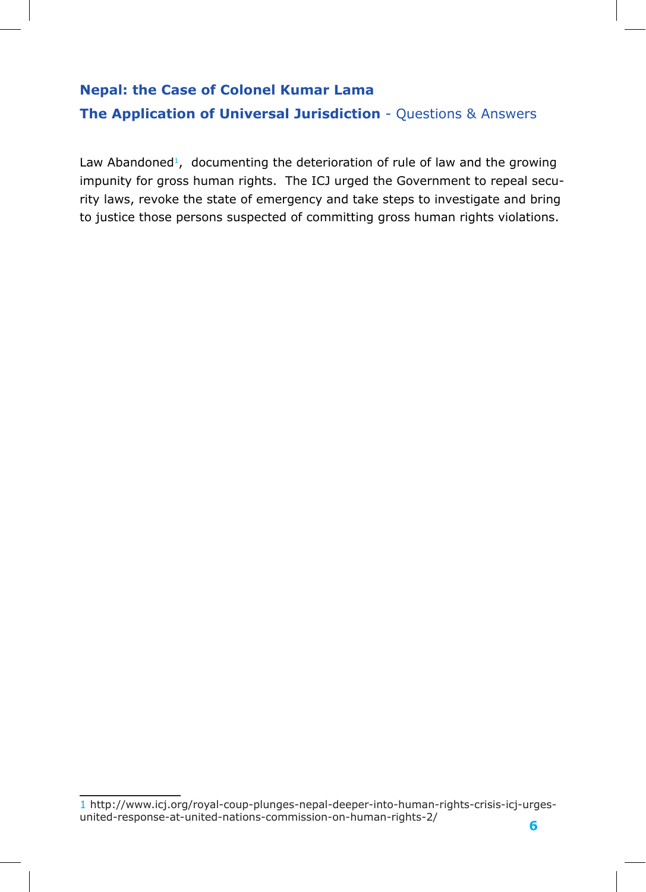Law Abandoned[1], documenting the deterioration of rule of law and the growing impunity for gross human rights. The ICJ urged the Government to repeal security laws, revoke the state of emergency and take steps to investigate and bring to justice those persons suspected of committing gross human rights violations.

[1] http://www.icj.org/royal-coup-plunges-nepal-deeper-into-human-rights-crisis-icj-urges-united-response-at-united-nations-commission-on-human-rights-2/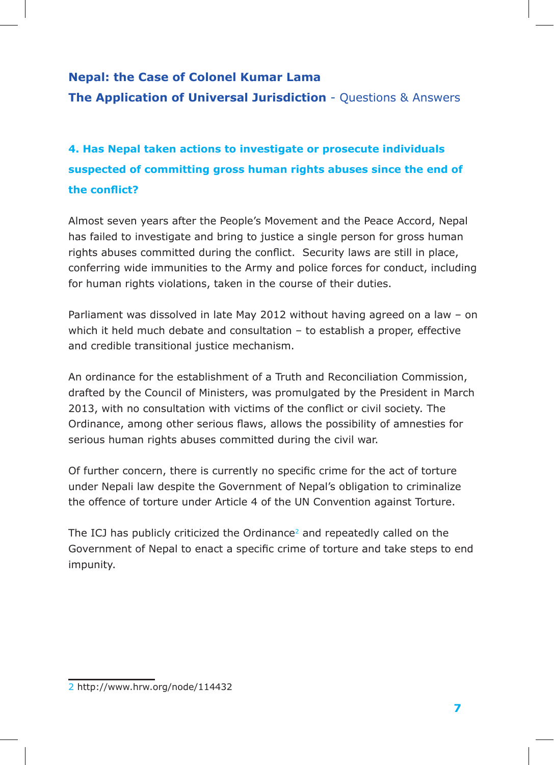## 4. Has Nepal taken actions to investigate or prosecute individuals suspected of committing gross human rights abuses since the end of the conflict?

Almost seven years after the People's Movement and the Peace Accord, Nepal has failed to investigate and bring to justice a single person for gross human rights abuses committed during the conflict. Security laws are still in place, conferring wide immunities to the Army and police forces for conduct, including for human rights violations, taken in the course of their duties.

Parliament was dissolved in late May 2012 without having agreed on a law – on which it held much debate and consultation – to establish a proper, effective and credible transitional justice mechanism.

An ordinance for the establishment of a Truth and Reconciliation Commission, drafted by the Council of Ministers, was promulgated by the President in March 2013, with no consultation with victims of the conflict or civil society. The Ordinance, among other serious flaws, allows the possibility of amnesties for serious human rights abuses committed during the civil war.

Of further concern, there is currently no specific crime for the act of torture under Nepali law despite the Government of Nepal's obligation to criminalize the offence of torture under Article 4 of the UN Convention against Torture.

The ICJ has publicly criticized the Ordinance[2] and repeatedly called on the Government of Nepal to enact a specific crime of torture and take steps to end impunity.

---

2 http://www.hrw.org/node/114432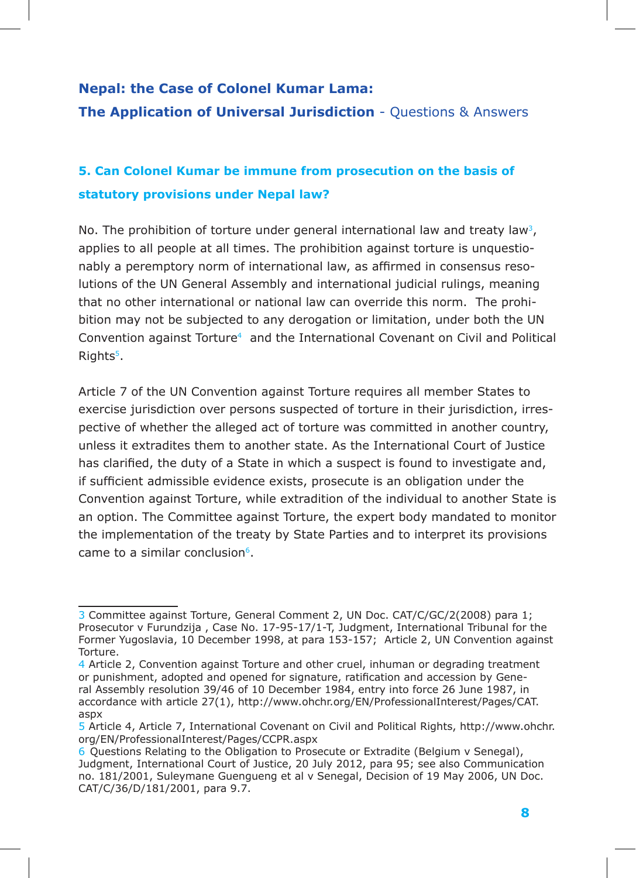**Nepal: the Case of Colonel Kumar Lama:**
**The Application of Universal Jurisdiction** - Questions & Answers

### 5. Can Colonel Kumar be immune from prosecution on the basis of statutory provisions under Nepal law?

No. The prohibition of torture under general international law and treaty law[3], applies to all people at all times. The prohibition against torture is unquestionably a peremptory norm of international law, as affirmed in consensus resolutions of the UN General Assembly and international judicial rulings, meaning that no other international or national law can override this norm. The prohibition may not be subjected to any derogation or limitation, under both the UN Convention against Torture[4] and the International Covenant on Civil and Political Rights[5].

Article 7 of the UN Convention against Torture requires all member States to exercise jurisdiction over persons suspected of torture in their jurisdiction, irrespective of whether the alleged act of torture was committed in another country, unless it extradites them to another state. As the International Court of Justice has clarified, the duty of a State in which a suspect is found to investigate and, if sufficient admissible evidence exists, prosecute is an obligation under the Convention against Torture, while extradition of the individual to another State is an option. The Committee against Torture, the expert body mandated to monitor the implementation of the treaty by State Parties and to interpret its provisions came to a similar conclusion[6].

---

3 Committee against Torture, General Comment 2, UN Doc. CAT/C/GC/2(2008) para 1; Prosecutor v Furundzija , Case No. 17-95-17/1-T, Judgment, International Tribunal for the Former Yugoslavia, 10 December 1998, at para 153-157; Article 2, UN Convention against Torture.

4 Article 2, Convention against Torture and other cruel, inhuman or degrading treatment or punishment, adopted and opened for signature, ratification and accession by General Assembly resolution 39/46 of 10 December 1984, entry into force 26 June 1987, in accordance with article 27(1), http://www.ohchr.org/EN/ProfessionalInterest/Pages/CAT.aspx

5 Article 4, Article 7, International Covenant on Civil and Political Rights, http://www.ohchr.org/EN/ProfessionalInterest/Pages/CCPR.aspx

6 Questions Relating to the Obligation to Prosecute or Extradite (Belgium v Senegal), Judgment, International Court of Justice, 20 July 2012, para 95; see also Communication no. 181/2001, Suleymane Guengueng et al v Senegal, Decision of 19 May 2006, UN Doc. CAT/C/36/D/181/2001, para 9.7.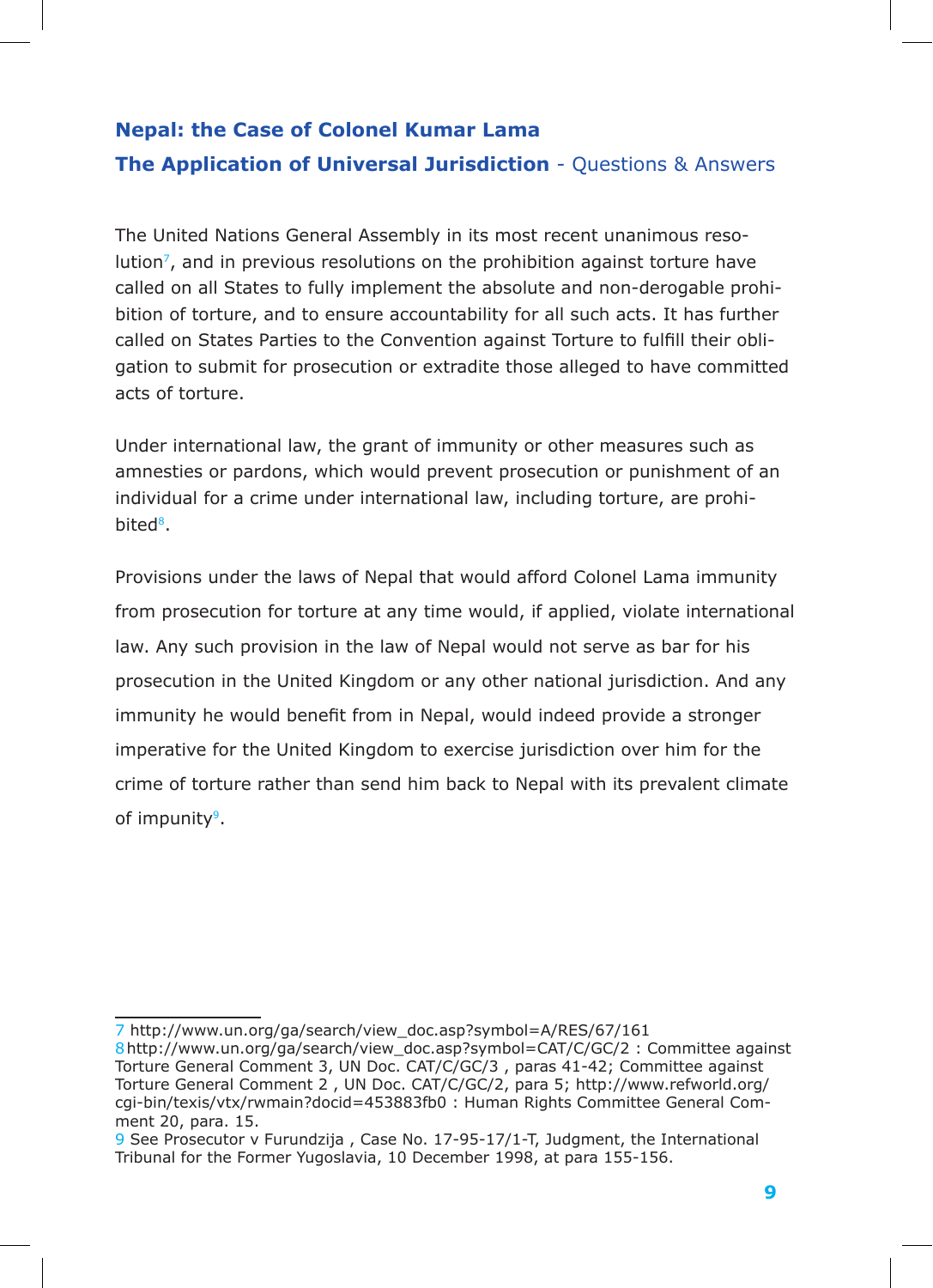The United Nations General Assembly in its most recent unanimous resolution[7], and in previous resolutions on the prohibition against torture have called on all States to fully implement the absolute and non-derogable prohibition of torture, and to ensure accountability for all such acts. It has further called on States Parties to the Convention against Torture to fulfill their obligation to submit for prosecution or extradite those alleged to have committed acts of torture.

Under international law, the grant of immunity or other measures such as amnesties or pardons, which would prevent prosecution or punishment of an individual for a crime under international law, including torture, are prohibited[8].

Provisions under the laws of Nepal that would afford Colonel Lama immunity from prosecution for torture at any time would, if applied, violate international law. Any such provision in the law of Nepal would not serve as bar for his prosecution in the United Kingdom or any other national jurisdiction. And any immunity he would benefit from in Nepal, would indeed provide a stronger imperative for the United Kingdom to exercise jurisdiction over him for the crime of torture rather than send him back to Nepal with its prevalent climate of impunity[9].

---

7 http://www.un.org/ga/search/view_doc.asp?symbol=A/RES/67/161

8 http://www.un.org/ga/search/view_doc.asp?symbol=CAT/C/GC/2 : Committee against Torture General Comment 3, UN Doc. CAT/C/GC/3 , paras 41-42; Committee against Torture General Comment 2 , UN Doc. CAT/C/GC/2, para 5; http://www.refworld.org/cgi-bin/texis/vtx/rwmain?docid=453883fb0 : Human Rights Committee General Comment 20, para. 15.

9 See Prosecutor v Furundzija , Case No. 17-95-17/1-T, Judgment, the International Tribunal for the Former Yugoslavia, 10 December 1998, at para 155-156.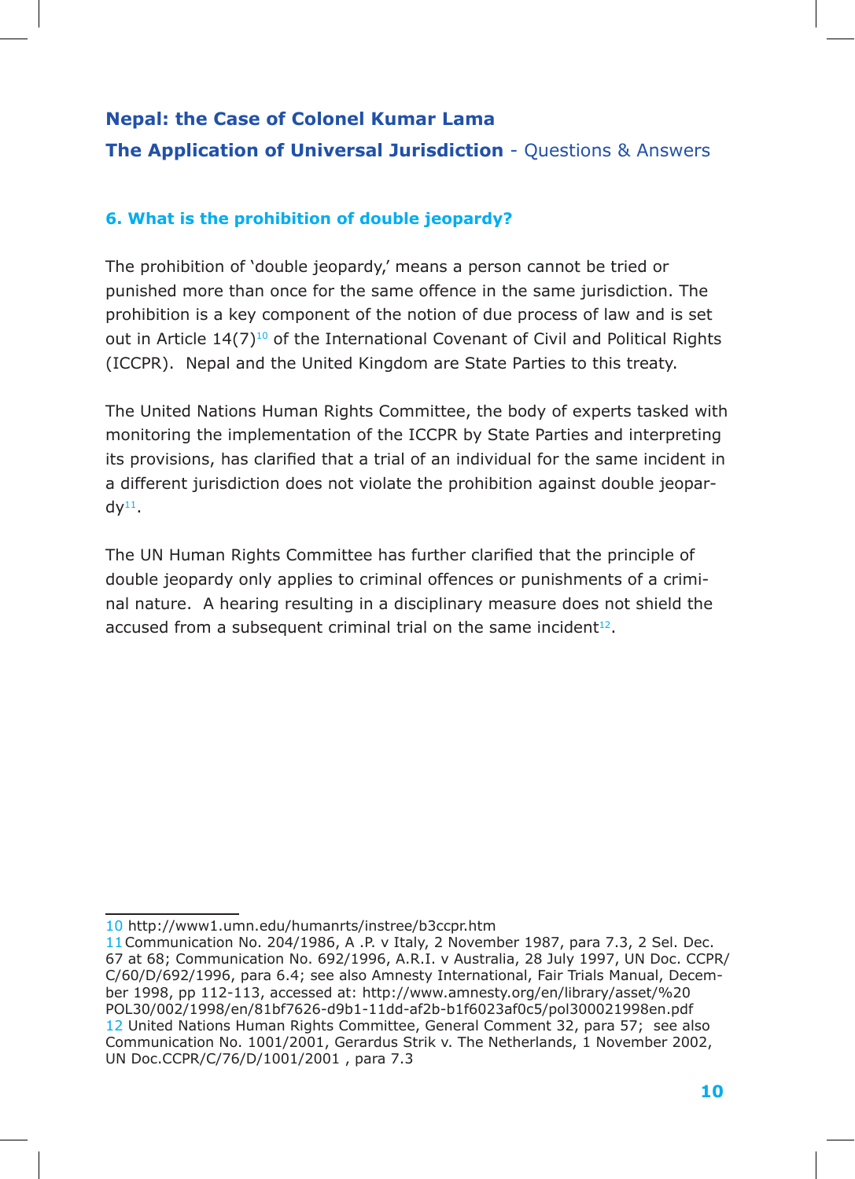## 6. What is the prohibition of double jeopardy?

The prohibition of 'double jeopardy,' means a person cannot be tried or punished more than once for the same offence in the same jurisdiction. The prohibition is a key component of the notion of due process of law and is set out in Article 14(7)[10] of the International Covenant of Civil and Political Rights (ICCPR). Nepal and the United Kingdom are State Parties to this treaty.

The United Nations Human Rights Committee, the body of experts tasked with monitoring the implementation of the ICCPR by State Parties and interpreting its provisions, has clarified that a trial of an individual for the same incident in a different jurisdiction does not violate the prohibition against double jeopardy[11].

The UN Human Rights Committee has further clarified that the principle of double jeopardy only applies to criminal offences or punishments of a criminal nature. A hearing resulting in a disciplinary measure does not shield the accused from a subsequent criminal trial on the same incident[12].

---

10 http://www1.umn.edu/humanrts/instree/b3ccpr.htm

11 Communication No. 204/1986, A .P. v Italy, 2 November 1987, para 7.3, 2 Sel. Dec. 67 at 68; Communication No. 692/1996, A.R.I. v Australia, 28 July 1997, UN Doc. CCPR/C/60/D/692/1996, para 6.4; see also Amnesty International, Fair Trials Manual, December 1998, pp 112-113, accessed at: http://www.amnesty.org/en/library/asset/%20POL30/002/1998/en/81bf7626-d9b1-11dd-af2b-b1f6023af0c5/pol300021998en.pdf

12 United Nations Human Rights Committee, General Comment 32, para 57; see also Communication No. 1001/2001, Gerardus Strik v. The Netherlands, 1 November 2002, UN Doc.CCPR/C/76/D/1001/2001 , para 7.3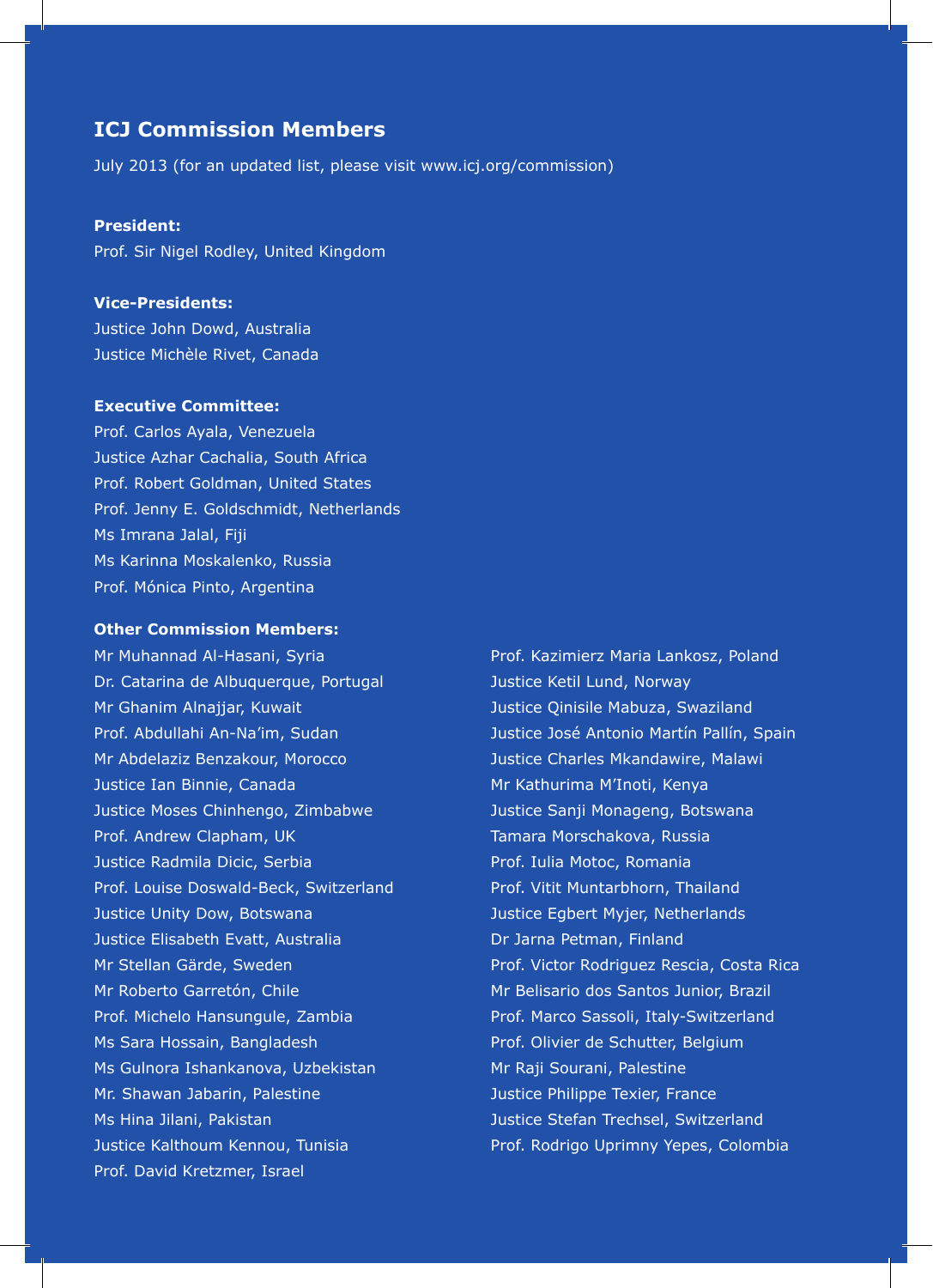## ICJ Commission Members

July 2013 (for an updated list, please visit www.icj.org/commission)

**President:**
Prof. Sir Nigel Rodley, United Kingdom

**Vice-Presidents:**
Justice John Dowd, Australia
Justice Michèle Rivet, Canada

**Executive Committee:**
Prof. Carlos Ayala, Venezuela
Justice Azhar Cachalia, South Africa
Prof. Robert Goldman, United States
Prof. Jenny E. Goldschmidt, Netherlands
Ms Imrana Jalal, Fiji
Ms Karinna Moskalenko, Russia
Prof. Mónica Pinto, Argentina

**Other Commission Members:**
Mr Muhannad Al-Hasani, Syria
Dr. Catarina de Albuquerque, Portugal
Mr Ghanim Alnajjar, Kuwait
Prof. Abdullahi An-Na'im, Sudan
Mr Abdelaziz Benzakour, Morocco
Justice Ian Binnie, Canada
Justice Moses Chinhengo, Zimbabwe
Prof. Andrew Clapham, UK
Justice Radmila Dicic, Serbia
Prof. Louise Doswald-Beck, Switzerland
Justice Unity Dow, Botswana
Justice Elisabeth Evatt, Australia
Mr Stellan Gärde, Sweden
Mr Roberto Garretón, Chile
Prof. Michelo Hansungule, Zambia
Ms Sara Hossain, Bangladesh
Ms Gulnora Ishankanova, Uzbekistan
Mr. Shawan Jabarin, Palestine
Ms Hina Jilani, Pakistan
Justice Kalthoum Kennou, Tunisia
Prof. David Kretzmer, Israel
Prof. Kazimierz Maria Lankosz, Poland
Justice Ketil Lund, Norway
Justice Qinisile Mabuza, Swaziland
Justice José Antonio Martín Pallín, Spain
Justice Charles Mkandawire, Malawi
Mr Kathurima M'Inoti, Kenya
Justice Sanji Monageng, Botswana
Tamara Morschakova, Russia
Prof. Iulia Motoc, Romania
Prof. Vitit Muntarbhorn, Thailand
Justice Egbert Myjer, Netherlands
Dr Jarna Petman, Finland
Prof. Victor Rodriguez Rescia, Costa Rica
Mr Belisario dos Santos Junior, Brazil
Prof. Marco Sassoli, Italy-Switzerland
Prof. Olivier de Schutter, Belgium
Mr Raji Sourani, Palestine
Justice Philippe Texier, France
Justice Stefan Trechsel, Switzerland
Prof. Rodrigo Uprimny Yepes, Colombia